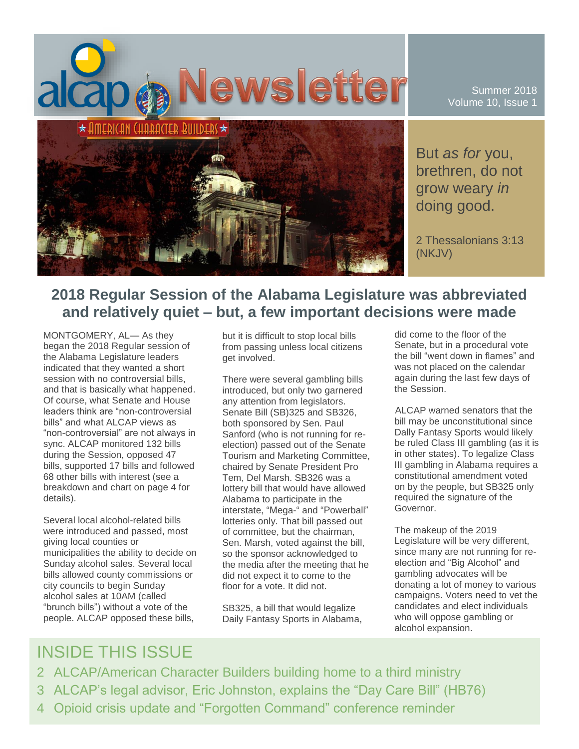# alcap Newsletter

AMERICAN CHARACTER BUILDERS

Summer 2018
Volume 10, Issue 1

> But *as for* you, brethren, do not grow weary *in* doing good.
>
> 2 Thessalonians 3:13 (NKJV)

## 2018 Regular Session of the Alabama Legislature was abbreviated and relatively quiet – but, a few important decisions were made

MONTGOMERY, AL— As they began the 2018 Regular session of the Alabama Legislature leaders indicated that they wanted a short session with no controversial bills, and that is basically what happened. Of course, what Senate and House leaders think are "non-controversial bills" and what ALCAP views as "non-controversial" are not always in sync. ALCAP monitored 132 bills during the Session, opposed 47 bills, supported 17 bills and followed 68 other bills with interest (see a breakdown and chart on page 4 for details).

Several local alcohol-related bills were introduced and passed, most giving local counties or municipalities the ability to decide on Sunday alcohol sales. Several local bills allowed county commissions or city councils to begin Sunday alcohol sales at 10AM (called "brunch bills") without a vote of the people. ALCAP opposed these bills, but it is difficult to stop local bills from passing unless local citizens get involved.

There were several gambling bills introduced, but only two garnered any attention from legislators. Senate Bill (SB)325 and SB326, both sponsored by Sen. Paul Sanford (who is not running for re-election) passed out of the Senate Tourism and Marketing Committee, chaired by Senate President Pro Tem, Del Marsh. SB326 was a lottery bill that would have allowed Alabama to participate in the interstate, "Mega-" and "Powerball" lotteries only. That bill passed out of committee, but the chairman, Sen. Marsh, voted against the bill, so the sponsor acknowledged to the media after the meeting that he did not expect it to come to the floor for a vote. It did not.

SB325, a bill that would legalize Daily Fantasy Sports in Alabama, did come to the floor of the Senate, but in a procedural vote the bill "went down in flames" and was not placed on the calendar again during the last few days of the Session.

ALCAP warned senators that the bill may be unconstitutional since Dally Fantasy Sports would likely be ruled Class III gambling (as it is in other states). To legalize Class III gambling in Alabama requires a constitutional amendment voted on by the people, but SB325 only required the signature of the Governor.

The makeup of the 2019 Legislature will be very different, since many are not running for re-election and "Big Alcohol" and gambling advocates will be donating a lot of money to various campaigns. Voters need to vet the candidates and elect individuals who will oppose gambling or alcohol expansion.

## INSIDE THIS ISSUE

2 ALCAP/American Character Builders building home to a third ministry

3 ALCAP's legal advisor, Eric Johnston, explains the "Day Care Bill" (HB76)

4 Opioid crisis update and "Forgotten Command" conference reminder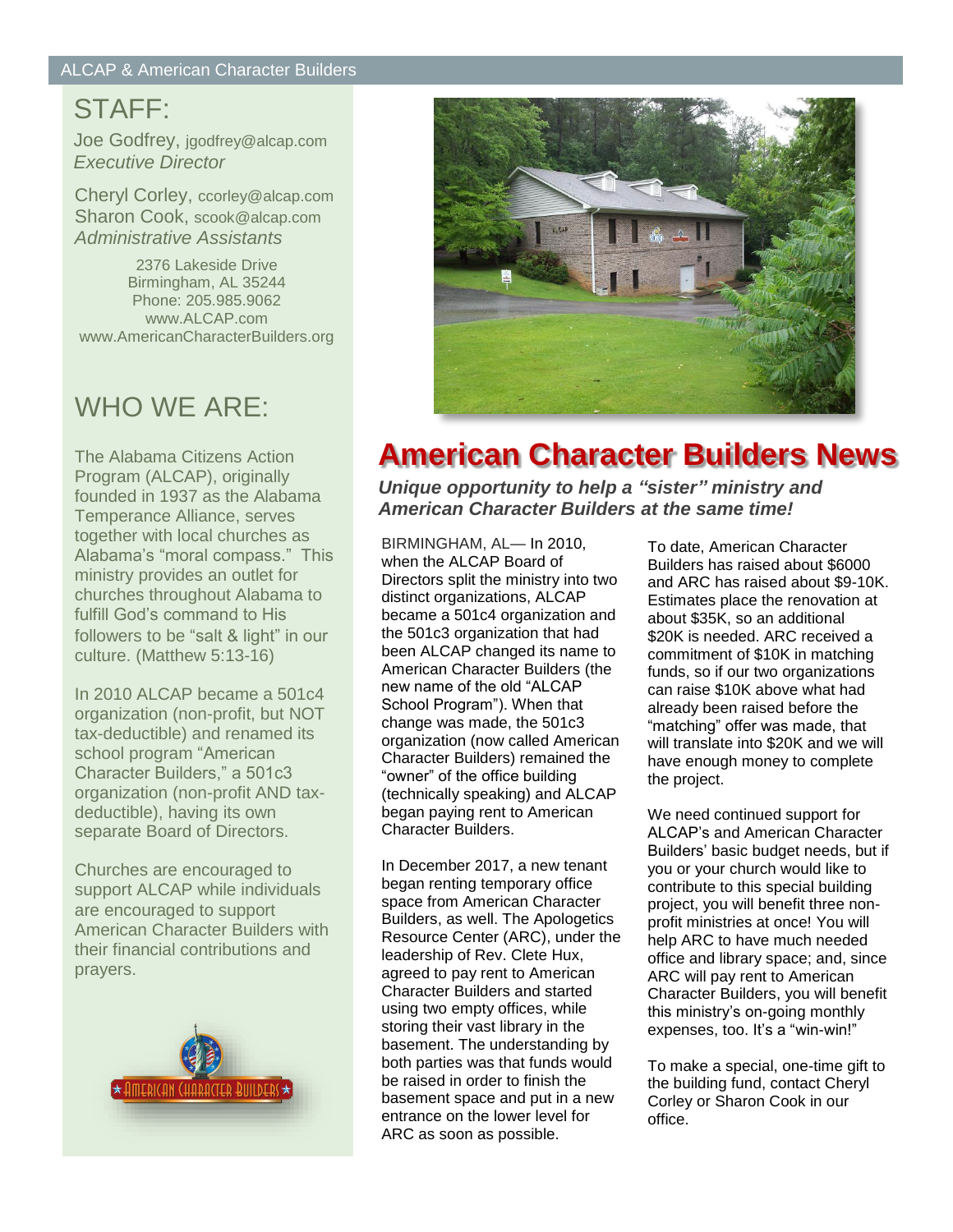## STAFF:

Joe Godfrey, jgodfrey@alcap.com
*Executive Director*

Cheryl Corley, ccorley@alcap.com
Sharon Cook, scook@alcap.com
*Administrative Assistants*

2376 Lakeside Drive
Birmingham, AL 35244
Phone: 205.985.9062
www.ALCAP.com
www.AmericanCharacterBuilders.org

## WHO WE ARE:

The Alabama Citizens Action Program (ALCAP), originally founded in 1937 as the Alabama Temperance Alliance, serves together with local churches as Alabama's "moral compass." This ministry provides an outlet for churches throughout Alabama to fulfill God's command to His followers to be "salt & light" in our culture. (Matthew 5:13-16)

In 2010 ALCAP became a 501c4 organization (non-profit, but NOT tax-deductible) and renamed its school program "American Character Builders," a 501c3 organization (non-profit AND tax-deductible), having its own separate Board of Directors.

Churches are encouraged to support ALCAP while individuals are encouraged to support American Character Builders with their financial contributions and prayers.

# American Character Builders News

***Unique opportunity to help a "sister" ministry and American Character Builders at the same time!***

BIRMINGHAM, AL— In 2010, when the ALCAP Board of Directors split the ministry into two distinct organizations, ALCAP became a 501c4 organization and the 501c3 organization that had been ALCAP changed its name to American Character Builders (the new name of the old "ALCAP School Program"). When that change was made, the 501c3 organization (now called American Character Builders) remained the "owner" of the office building (technically speaking) and ALCAP began paying rent to American Character Builders.

In December 2017, a new tenant began renting temporary office space from American Character Builders, as well. The Apologetics Resource Center (ARC), under the leadership of Rev. Clete Hux, agreed to pay rent to American Character Builders and started using two empty offices, while storing their vast library in the basement. The understanding by both parties was that funds would be raised in order to finish the basement space and put in a new entrance on the lower level for ARC as soon as possible.

To date, American Character Builders has raised about $6000 and ARC has raised about $9-10K. Estimates place the renovation at about $35K, so an additional $20K is needed. ARC received a commitment of $10K in matching funds, so if our two organizations can raise $10K above what had already been raised before the "matching" offer was made, that will translate into $20K and we will have enough money to complete the project.

We need continued support for ALCAP's and American Character Builders' basic budget needs, but if you or your church would like to contribute to this special building project, you will benefit three non-profit ministries at once! You will help ARC to have much needed office and library space; and, since ARC will pay rent to American Character Builders, you will benefit this ministry's on-going monthly expenses, too. It's a "win-win!"

To make a special, one-time gift to the building fund, contact Cheryl Corley or Sharon Cook in our office.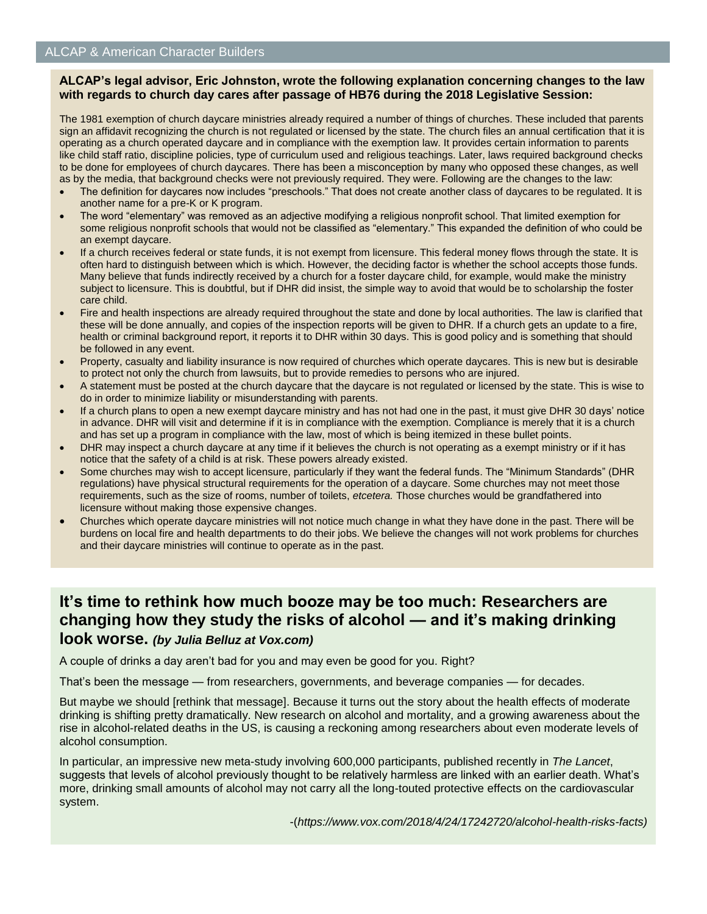**ALCAP's legal advisor, Eric Johnston, wrote the following explanation concerning changes to the law with regards to church day cares after passage of HB76 during the 2018 Legislative Session:**

The 1981 exemption of church daycare ministries already required a number of things of churches. These included that parents sign an affidavit recognizing the church is not regulated or licensed by the state. The church files an annual certification that it is operating as a church operated daycare and in compliance with the exemption law. It provides certain information to parents like child staff ratio, discipline policies, type of curriculum used and religious teachings. Later, laws required background checks to be done for employees of church daycares. There has been a misconception by many who opposed these changes, as well as by the media, that background checks were not previously required. They were. Following are the changes to the law:

- The definition for daycares now includes "preschools." That does not create another class of daycares to be regulated. It is another name for a pre-K or K program.
- The word "elementary" was removed as an adjective modifying a religious nonprofit school. That limited exemption for some religious nonprofit schools that would not be classified as "elementary." This expanded the definition of who could be an exempt daycare.
- If a church receives federal or state funds, it is not exempt from licensure. This federal money flows through the state. It is often hard to distinguish between which is which. However, the deciding factor is whether the school accepts those funds. Many believe that funds indirectly received by a church for a foster daycare child, for example, would make the ministry subject to licensure. This is doubtful, but if DHR did insist, the simple way to avoid that would be to scholarship the foster care child.
- Fire and health inspections are already required throughout the state and done by local authorities. The law is clarified that these will be done annually, and copies of the inspection reports will be given to DHR. If a church gets an update to a fire, health or criminal background report, it reports it to DHR within 30 days. This is good policy and is something that should be followed in any event.
- Property, casualty and liability insurance is now required of churches which operate daycares. This is new but is desirable to protect not only the church from lawsuits, but to provide remedies to persons who are injured.
- A statement must be posted at the church daycare that the daycare is not regulated or licensed by the state. This is wise to do in order to minimize liability or misunderstanding with parents.
- If a church plans to open a new exempt daycare ministry and has not had one in the past, it must give DHR 30 days' notice in advance. DHR will visit and determine if it is in compliance with the exemption. Compliance is merely that it is a church and has set up a program in compliance with the law, most of which is being itemized in these bullet points.
- DHR may inspect a church daycare at any time if it believes the church is not operating as a exempt ministry or if it has notice that the safety of a child is at risk. These powers already existed.
- Some churches may wish to accept licensure, particularly if they want the federal funds. The "Minimum Standards" (DHR regulations) have physical structural requirements for the operation of a daycare. Some churches may not meet those requirements, such as the size of rooms, number of toilets, *etcetera.* Those churches would be grandfathered into licensure without making those expensive changes.
- Churches which operate daycare ministries will not notice much change in what they have done in the past. There will be burdens on local fire and health departments to do their jobs. We believe the changes will not work problems for churches and their daycare ministries will continue to operate as in the past.

## It's time to rethink how much booze may be too much: Researchers are changing how they study the risks of alcohol — and it's making drinking look worse. *(by Julia Belluz at Vox.com)*

A couple of drinks a day aren't bad for you and may even be good for you. Right?

That's been the message — from researchers, governments, and beverage companies — for decades.

But maybe we should [rethink that message]. Because it turns out the story about the health effects of moderate drinking is shifting pretty dramatically. New research on alcohol and mortality, and a growing awareness about the rise in alcohol-related deaths in the US, is causing a reckoning among researchers about even moderate levels of alcohol consumption.

In particular, an impressive new meta-study involving 600,000 participants, published recently in *The Lancet*, suggests that levels of alcohol previously thought to be relatively harmless are linked with an earlier death. What's more, drinking small amounts of alcohol may not carry all the long-touted protective effects on the cardiovascular system.

-(*https://www.vox.com/2018/4/24/17242720/alcohol-health-risks-facts)*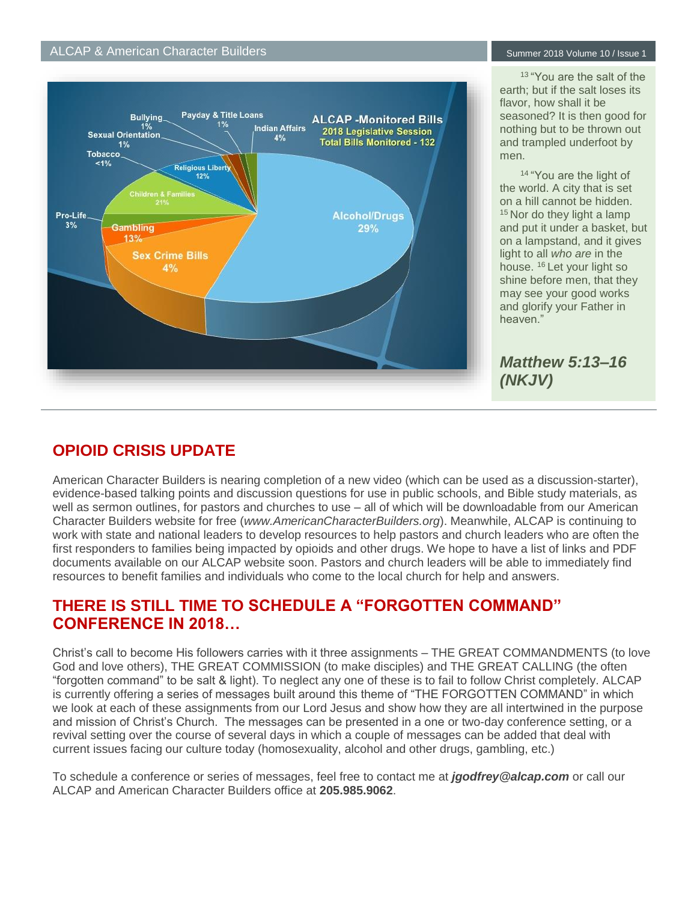ALCAP -Monitored Bills
2018 Legislative Session
Total Bills Monitored - 132

Alcohol/Drugs 29%
Sex Crime Bills 4%
Gambling 13%
Pro-Life 3%
Children & Families 21%
Religious Liberty 12%
Tobacco <1%
Sexual Orientation 1%
Bullying 1%
Payday & Title Loans 1%
Indian Affairs 4%

[13] "You are the salt of the earth; but if the salt loses its flavor, how shall it be seasoned? It is then good for nothing but to be thrown out and trampled underfoot by men.

[14] "You are the light of the world. A city that is set on a hill cannot be hidden. [15] Nor do they light a lamp and put it under a basket, but on a lampstand, and it gives light to all *who are* in the house. [16] Let your light so shine before men, that they may see your good works and glorify your Father in heaven."

***Matthew 5:13–16 (NKJV)***

---

## OPIOID CRISIS UPDATE

American Character Builders is nearing completion of a new video (which can be used as a discussion-starter), evidence-based talking points and discussion questions for use in public schools, and Bible study materials, as well as sermon outlines, for pastors and churches to use – all of which will be downloadable from our American Character Builders website for free (*www.AmericanCharacterBuilders.org*). Meanwhile, ALCAP is continuing to work with state and national leaders to develop resources to help pastors and church leaders who are often the first responders to families being impacted by opioids and other drugs. We hope to have a list of links and PDF documents available on our ALCAP website soon. Pastors and church leaders will be able to immediately find resources to benefit families and individuals who come to the local church for help and answers.

## THERE IS STILL TIME TO SCHEDULE A "FORGOTTEN COMMAND" CONFERENCE IN 2018…

Christ's call to become His followers carries with it three assignments – THE GREAT COMMANDMENTS (to love God and love others), THE GREAT COMMISSION (to make disciples) and THE GREAT CALLING (the often "forgotten command" to be salt & light). To neglect any one of these is to fail to follow Christ completely. ALCAP is currently offering a series of messages built around this theme of "THE FORGOTTEN COMMAND" in which we look at each of these assignments from our Lord Jesus and show how they are all intertwined in the purpose and mission of Christ's Church. The messages can be presented in a one or two-day conference setting, or a revival setting over the course of several days in which a couple of messages can be added that deal with current issues facing our culture today (homosexuality, alcohol and other drugs, gambling, etc.)

To schedule a conference or series of messages, feel free to contact me at ***jgodfrey@alcap.com*** or call our ALCAP and American Character Builders office at **205.985.9062**.